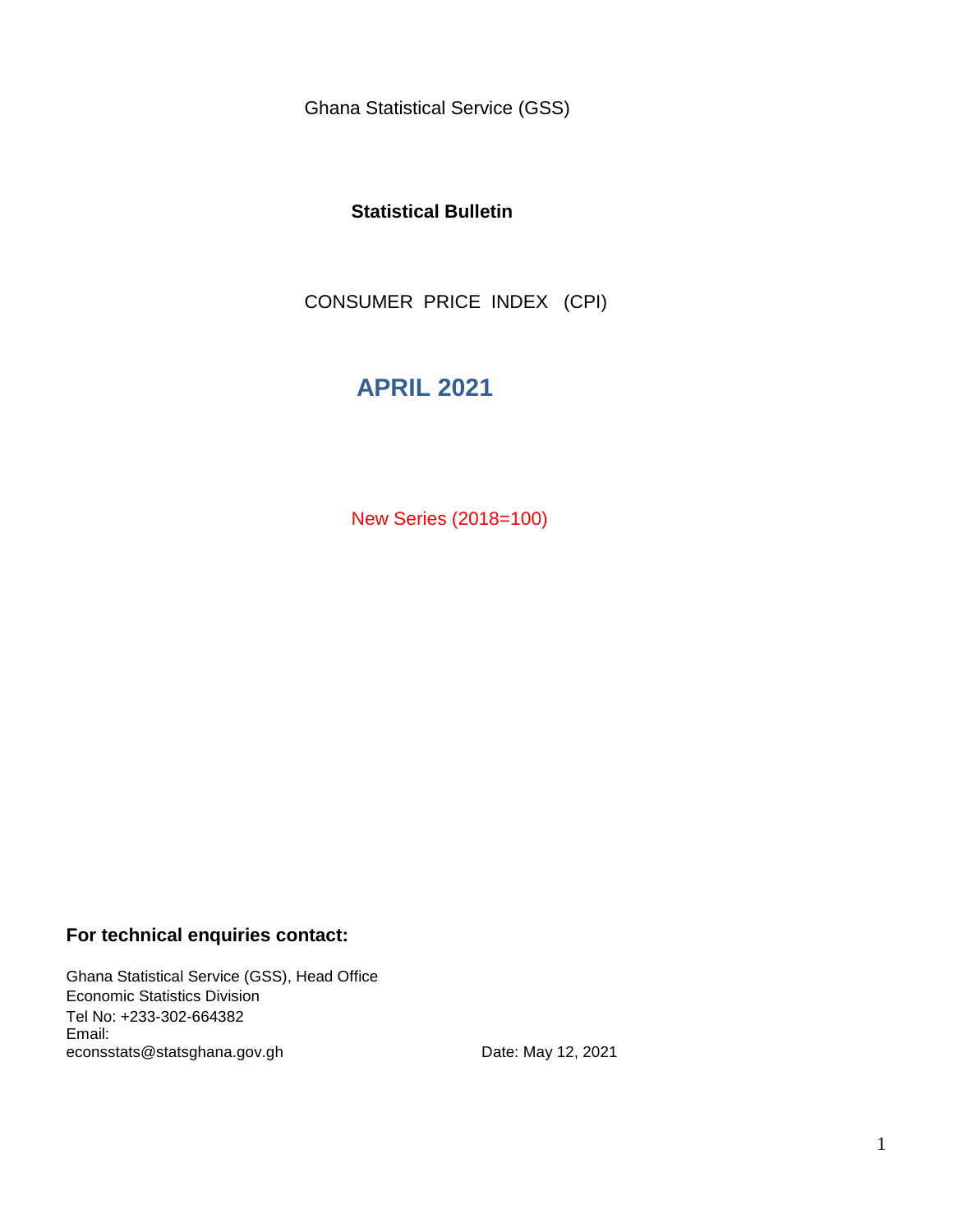Ghana Statistical Service (GSS)

**Statistical Bulletin**

CONSUMER PRICE INDEX (CPI)

# APRIL 2021

New Series (2018=100)

**For technical enquiries contact:**

Ghana Statistical Service (GSS), Head Office
Economic Statistics Division
Tel No: +233-302-664382
Email:
econsstats@statsghana.gov.gh

Date: May 12, 2021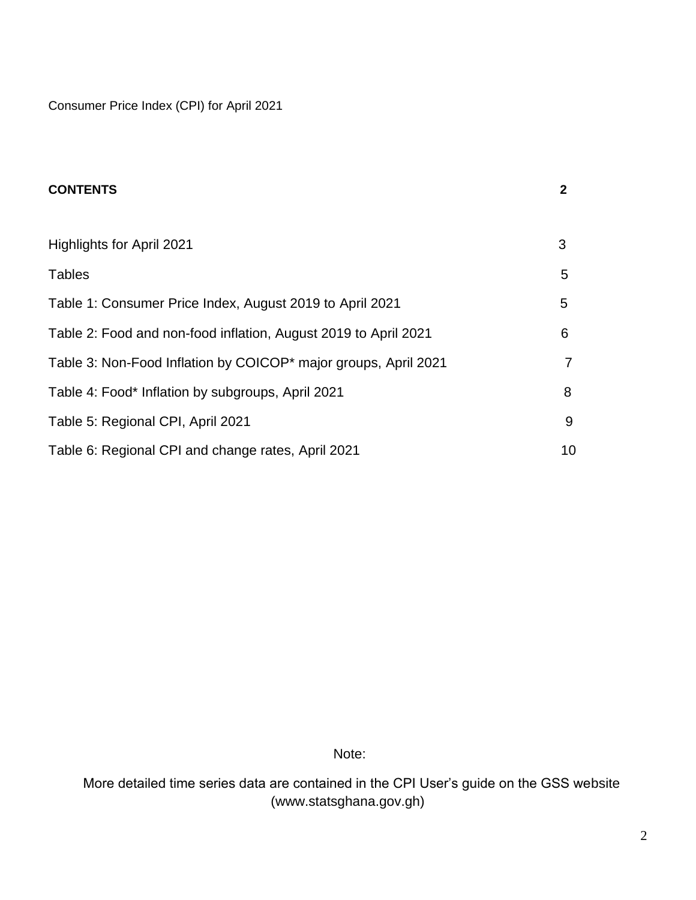Consumer Price Index (CPI) for April 2021

**CONTENTS** **2**

| | |
|---|---|
| Highlights for April 2021 | 3 |
| Tables | 5 |
| Table 1: Consumer Price Index, August 2019 to April 2021 | 5 |
| Table 2: Food and non-food inflation, August 2019 to April 2021 | 6 |
| Table 3: Non-Food Inflation by COICOP* major groups, April 2021 | 7 |
| Table 4: Food* Inflation by subgroups, April 2021 | 8 |
| Table 5: Regional CPI, April 2021 | 9 |
| Table 6: Regional CPI and change rates, April 2021 | 10 |

Note:

More detailed time series data are contained in the CPI User's guide on the GSS website (www.statsghana.gov.gh)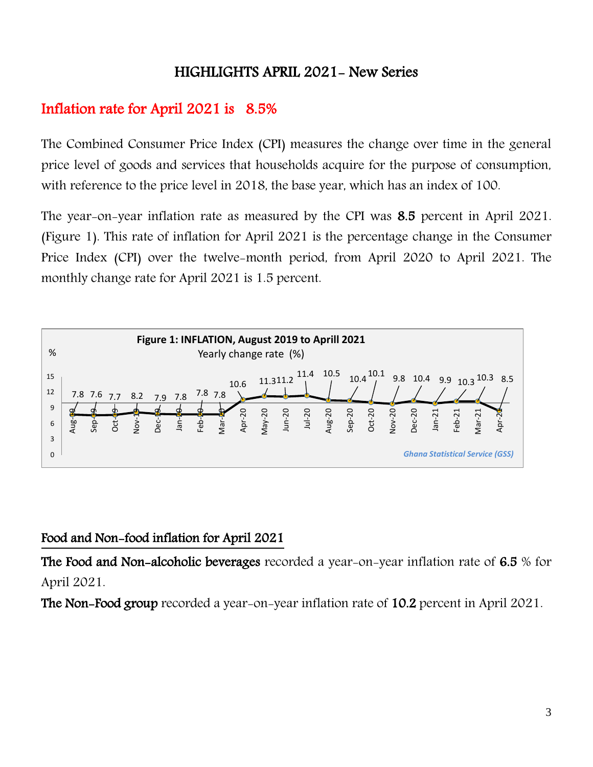## HIGHLIGHTS APRIL 2021- New Series

## Inflation rate for April 2021 is 8.5%

The Combined Consumer Price Index (CPI) measures the change over time in the general price level of goods and services that households acquire for the purpose of consumption, with reference to the price level in 2018, the base year, which has an index of 100.

The year-on-year inflation rate as measured by the CPI was **8.5** percent in April 2021. (Figure 1). This rate of inflation for April 2021 is the percentage change in the Consumer Price Index (CPI) over the twelve-month period, from April 2020 to April 2021. The monthly change rate for April 2021 is 1.5 percent.

**Figure 1: INFLATION, August 2019 to Aprill 2021**

Yearly change rate (%)

| Month | % |
|---|---|
| Aug-19 | 7.8 |
| Sep-19 | 7.6 |
| Oct-19 | 7.7 |
| Nov-19 | 8.2 |
| Dec-19 | 7.9 |
| Jan-20 | 7.8 |
| Feb-20 | 7.8 |
| Mar-20 | 7.8 |
| Apr-20 | 10.6 |
| May-20 | 11.3 |
| Jun-20 | 11.2 |
| Jul-20 | 11.4 |
| Aug-20 | 10.5 |
| Sep-20 | 10.4 |
| Oct-20 | 10.1 |
| Nov-20 | 9.8 |
| Dec-20 | 10.4 |
| Jan-21 | 9.9 |
| Feb-21 | 10.3 |
| Mar-21 | 10.3 |
| Apr-21 | 8.5 |

*Ghana Statistical Service (GSS)*

### Food and Non-food inflation for April 2021

**The Food and Non-alcoholic beverages** recorded a year-on-year inflation rate of **6.5** % for April 2021.

**The Non-Food group** recorded a year-on-year inflation rate of **10.2** percent in April 2021.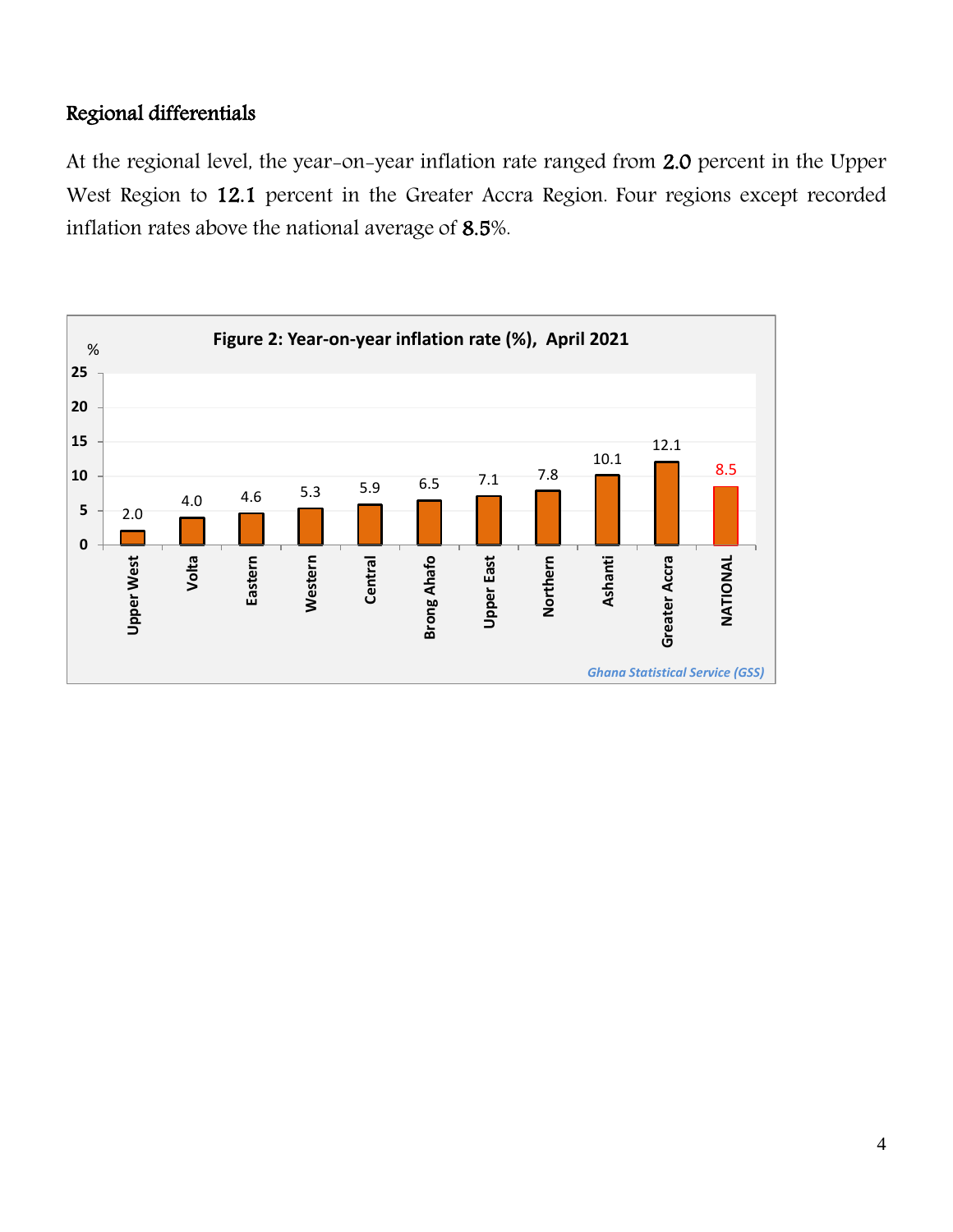### Regional differentials

At the regional level, the year-on-year inflation rate ranged from **2.0** percent in the Upper West Region to **12.1** percent in the Greater Accra Region. Four regions except recorded inflation rates above the national average of **8.5**%.

**Figure 2: Year-on-year inflation rate (%), April 2021**

| Region | % |
|---|---|
| Upper West | 2.0 |
| Volta | 4.0 |
| Eastern | 4.6 |
| Western | 5.3 |
| Central | 5.9 |
| Brong Ahafo | 6.5 |
| Upper East | 7.1 |
| Northern | 7.8 |
| Ashanti | 10.1 |
| Greater Accra | 12.1 |
| NATIONAL | 8.5 |

*Ghana Statistical Service (GSS)*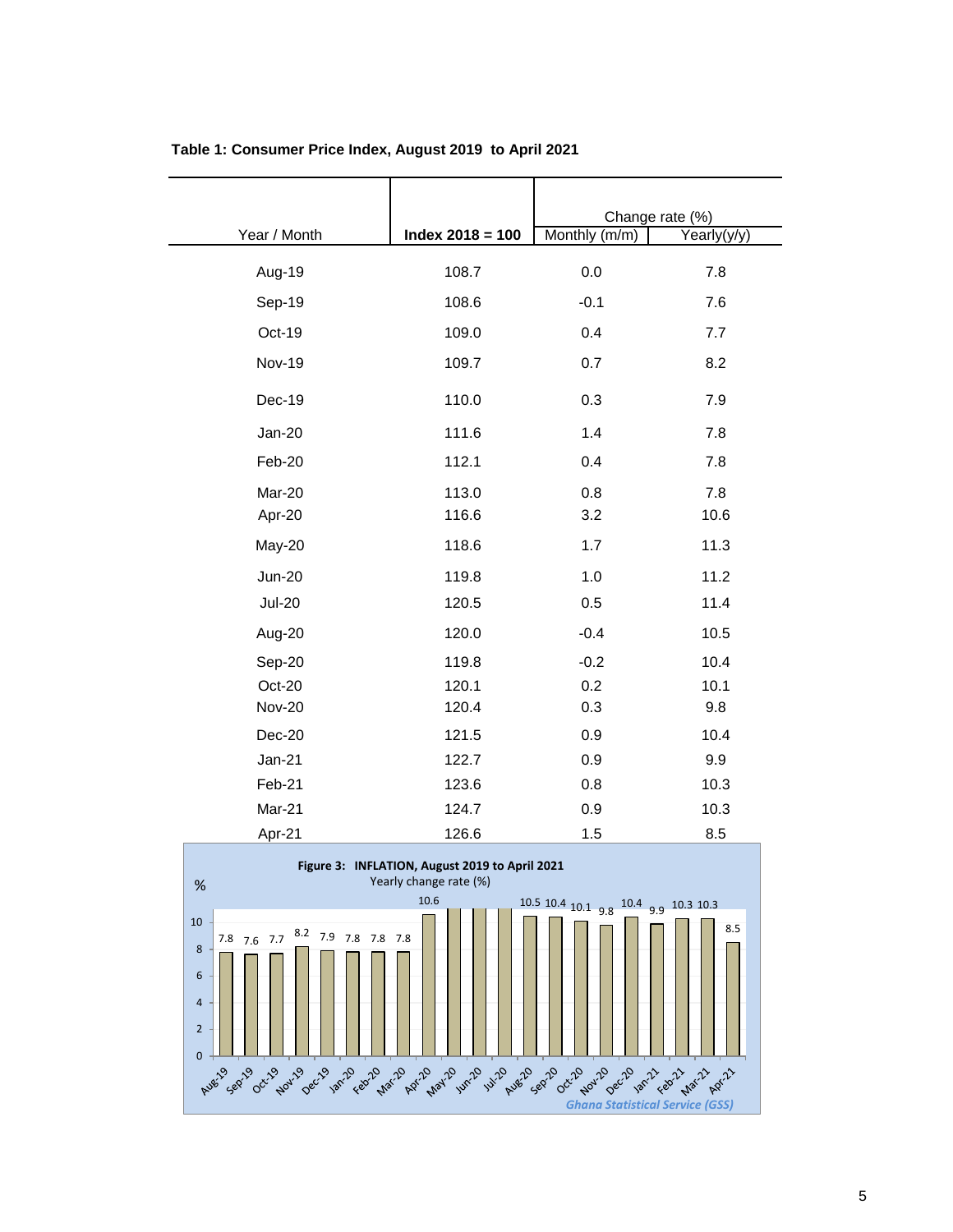**Table 1: Consumer Price Index, August 2019 to April 2021**

| Year / Month | Index 2018 = 100 | Change rate (%) | |
|---|---|---|---|
| | | Monthly (m/m) | Yearly(y/y) |
| Aug-19 | 108.7 | 0.0 | 7.8 |
| Sep-19 | 108.6 | -0.1 | 7.6 |
| Oct-19 | 109.0 | 0.4 | 7.7 |
| Nov-19 | 109.7 | 0.7 | 8.2 |
| Dec-19 | 110.0 | 0.3 | 7.9 |
| Jan-20 | 111.6 | 1.4 | 7.8 |
| Feb-20 | 112.1 | 0.4 | 7.8 |
| Mar-20 | 113.0 | 0.8 | 7.8 |
| Apr-20 | 116.6 | 3.2 | 10.6 |
| May-20 | 118.6 | 1.7 | 11.3 |
| Jun-20 | 119.8 | 1.0 | 11.2 |
| Jul-20 | 120.5 | 0.5 | 11.4 |
| Aug-20 | 120.0 | -0.4 | 10.5 |
| Sep-20 | 119.8 | -0.2 | 10.4 |
| Oct-20 | 120.1 | 0.2 | 10.1 |
| Nov-20 | 120.4 | 0.3 | 9.8 |
| Dec-20 | 121.5 | 0.9 | 10.4 |
| Jan-21 | 122.7 | 0.9 | 9.9 |
| Feb-21 | 123.6 | 0.8 | 10.3 |
| Mar-21 | 124.7 | 0.9 | 10.3 |
| Apr-21 | 126.6 | 1.5 | 8.5 |

**Figure 3: INFLATION, August 2019 to April 2021**

Yearly change rate (%)

*Ghana Statistical Service (GSS)*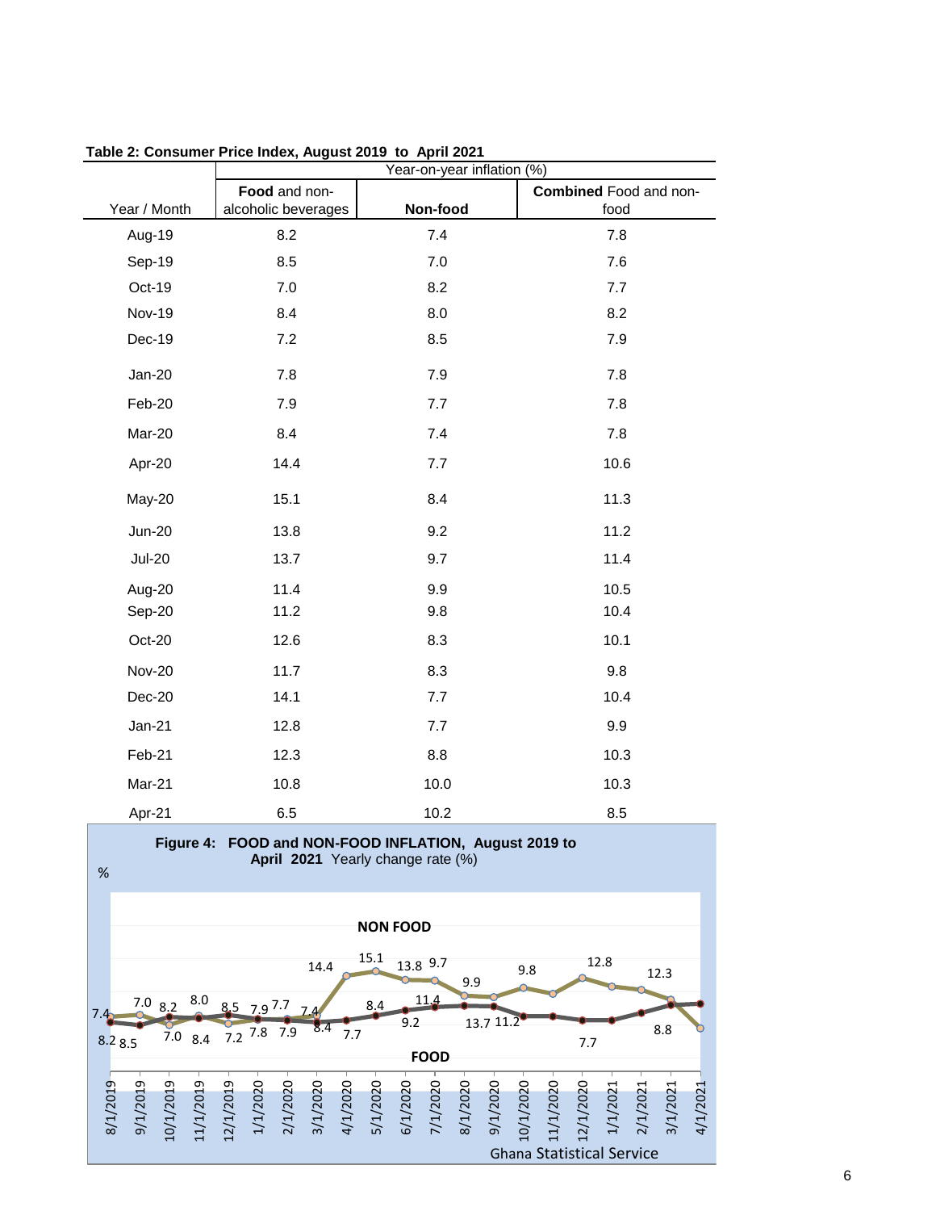**Table 2: Consumer Price Index, August 2019 to April 2021**

| Year / Month | Year-on-year inflation (%) | | |
|---|---|---|---|
| | **Food** and non-alcoholic beverages | **Non-food** | **Combined** Food and non-food |
| Aug-19 | 8.2 | 7.4 | 7.8 |
| Sep-19 | 8.5 | 7.0 | 7.6 |
| Oct-19 | 7.0 | 8.2 | 7.7 |
| Nov-19 | 8.4 | 8.0 | 8.2 |
| Dec-19 | 7.2 | 8.5 | 7.9 |
| Jan-20 | 7.8 | 7.9 | 7.8 |
| Feb-20 | 7.9 | 7.7 | 7.8 |
| Mar-20 | 8.4 | 7.4 | 7.8 |
| Apr-20 | 14.4 | 7.7 | 10.6 |
| May-20 | 15.1 | 8.4 | 11.3 |
| Jun-20 | 13.8 | 9.2 | 11.2 |
| Jul-20 | 13.7 | 9.7 | 11.4 |
| Aug-20 | 11.4 | 9.9 | 10.5 |
| Sep-20 | 11.2 | 9.8 | 10.4 |
| Oct-20 | 12.6 | 8.3 | 10.1 |
| Nov-20 | 11.7 | 8.3 | 9.8 |
| Dec-20 | 14.1 | 7.7 | 10.4 |
| Jan-21 | 12.8 | 7.7 | 9.9 |
| Feb-21 | 12.3 | 8.8 | 10.3 |
| Mar-21 | 10.8 | 10.0 | 10.3 |
| Apr-21 | 6.5 | 10.2 | 8.5 |

**Figure 4: FOOD and NON-FOOD INFLATION, August 2019 to April 2021** Yearly change rate (%)

Ghana Statistical Service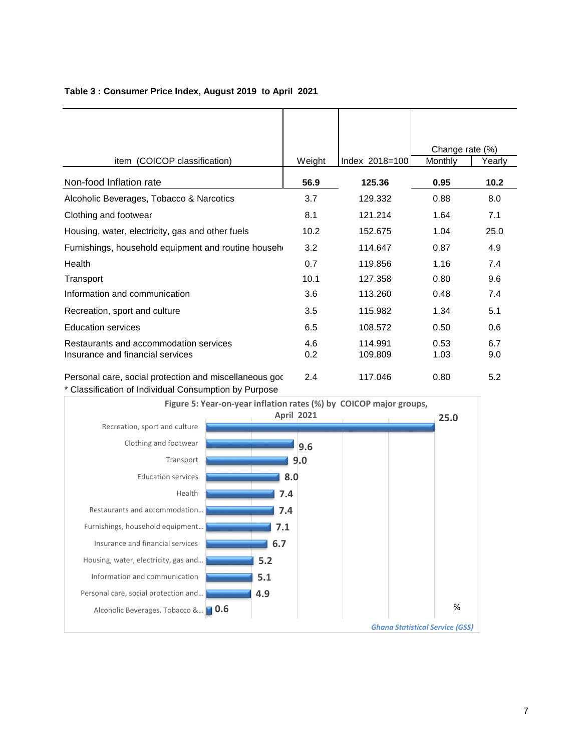**Table 3 : Consumer Price Index, August 2019 to April 2021**

| item (COICOP classification) | Weight | Index 2018=100 | Change rate (%) | |
|---|---|---|---|---|
| | | | Monthly | Yearly |
| Non-food Inflation rate | **56.9** | **125.36** | **0.95** | **10.2** |
| Alcoholic Beverages, Tobacco & Narcotics | 3.7 | 129.332 | 0.88 | 8.0 |
| Clothing and footwear | 8.1 | 121.214 | 1.64 | 7.1 |
| Housing, water, electricity, gas and other fuels | 10.2 | 152.675 | 1.04 | 25.0 |
| Furnishings, household equipment and routine househ | 3.2 | 114.647 | 0.87 | 4.9 |
| Health | 0.7 | 119.856 | 1.16 | 7.4 |
| Transport | 10.1 | 127.358 | 0.80 | 9.6 |
| Information and communication | 3.6 | 113.260 | 0.48 | 7.4 |
| Recreation, sport and culture | 3.5 | 115.982 | 1.34 | 5.1 |
| Education services | 6.5 | 108.572 | 0.50 | 0.6 |
| Restaurants and accommodation services | 4.6 | 114.991 | 0.53 | 6.7 |
| Insurance and financial services | 0.2 | 109.809 | 1.03 | 9.0 |
| Personal care, social protection and miscellaneous goo | 2.4 | 117.046 | 0.80 | 5.2 |

* Classification of Individual Consumption by Purpose

**Figure 5: Year-on-year inflation rates (%) by COICOP major groups, April 2021**

| Group | % |
|---|---|
| Recreation, sport and culture | 25.0 |
| Clothing and footwear | 9.6 |
| Transport | 9.0 |
| Education services | 8.0 |
| Health | 7.4 |
| Restaurants and accommodation... | 7.4 |
| Furnishings, household equipment... | 7.1 |
| Insurance and financial services | 6.7 |
| Housing, water, electricity, gas and... | 5.2 |
| Information and communication | 5.1 |
| Personal care, social protection and... | 4.9 |
| Alcoholic Beverages, Tobacco &... | 0.6 |

*Ghana Statistical Service (GSS)*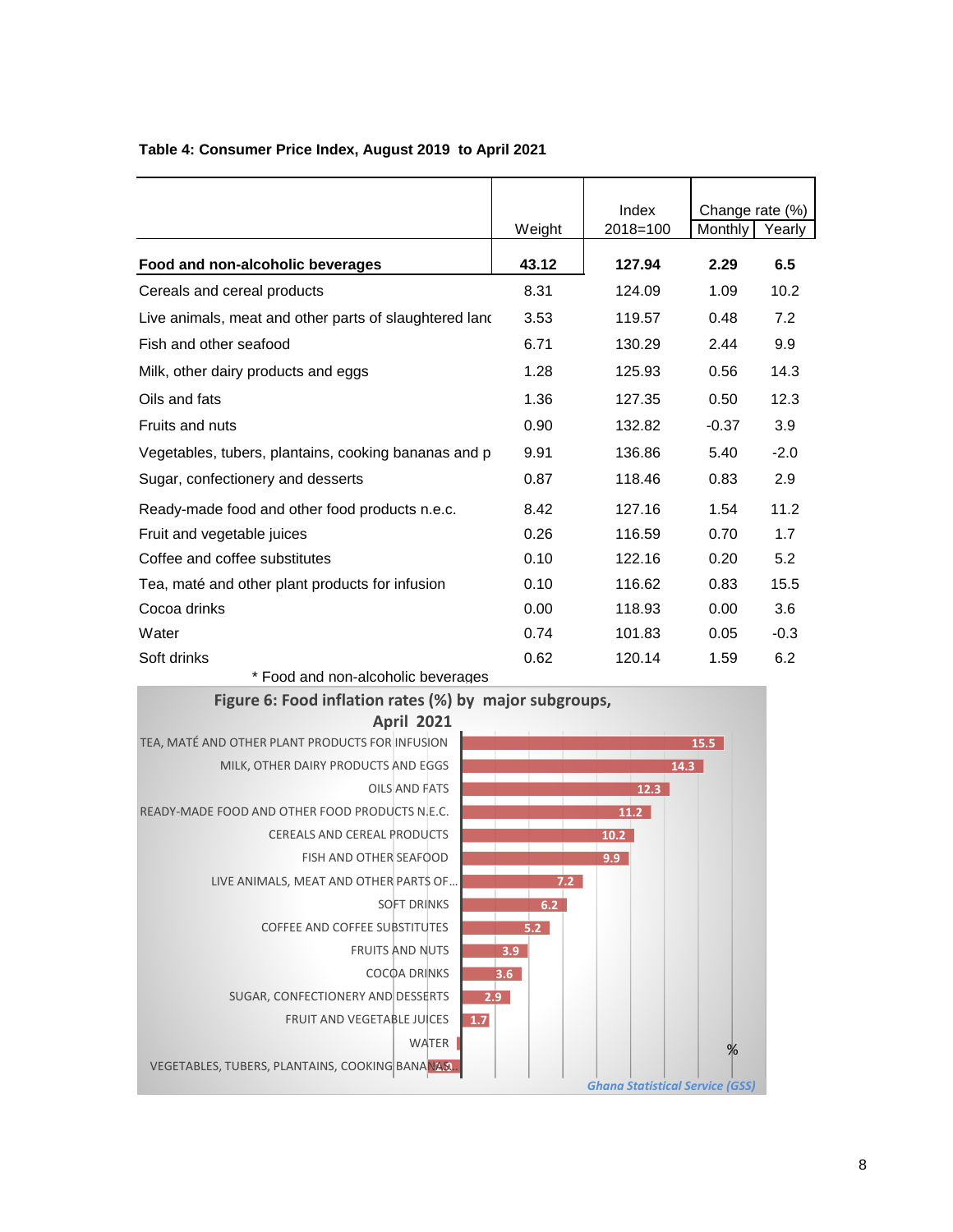**Table 4: Consumer Price Index, August 2019 to April 2021**

| | Weight | Index 2018=100 | Change rate (%) | |
|---|---|---|---|---|
| | | | Monthly | Yearly |
| **Food and non-alcoholic beverages** | **43.12** | **127.94** | **2.29** | **6.5** |
| Cereals and cereal products | 8.31 | 124.09 | 1.09 | 10.2 |
| Live animals, meat and other parts of slaughtered lanc | 3.53 | 119.57 | 0.48 | 7.2 |
| Fish and other seafood | 6.71 | 130.29 | 2.44 | 9.9 |
| Milk, other dairy products and eggs | 1.28 | 125.93 | 0.56 | 14.3 |
| Oils and fats | 1.36 | 127.35 | 0.50 | 12.3 |
| Fruits and nuts | 0.90 | 132.82 | -0.37 | 3.9 |
| Vegetables, tubers, plantains, cooking bananas and p | 9.91 | 136.86 | 5.40 | -2.0 |
| Sugar, confectionery and desserts | 0.87 | 118.46 | 0.83 | 2.9 |
| Ready-made food and other food products n.e.c. | 8.42 | 127.16 | 1.54 | 11.2 |
| Fruit and vegetable juices | 0.26 | 116.59 | 0.70 | 1.7 |
| Coffee and coffee substitutes | 0.10 | 122.16 | 0.20 | 5.2 |
| Tea, maté and other plant products for infusion | 0.10 | 116.62 | 0.83 | 15.5 |
| Cocoa drinks | 0.00 | 118.93 | 0.00 | 3.6 |
| Water | 0.74 | 101.83 | 0.05 | -0.3 |
| Soft drinks | 0.62 | 120.14 | 1.59 | 6.2 |

\* Food and non-alcoholic beverages

**Figure 6: Food inflation rates (%) by major subgroups, April 2021**

| Subgroup | % |
|---|---|
| TEA, MATÉ AND OTHER PLANT PRODUCTS FOR INFUSION | 15.5 |
| MILK, OTHER DAIRY PRODUCTS AND EGGS | 14.3 |
| OILS AND FATS | 12.3 |
| READY-MADE FOOD AND OTHER FOOD PRODUCTS N.E.C. | 11.2 |
| CEREALS AND CEREAL PRODUCTS | 10.2 |
| FISH AND OTHER SEAFOOD | 9.9 |
| LIVE ANIMALS, MEAT AND OTHER PARTS OF... | 7.2 |
| SOFT DRINKS | 6.2 |
| COFFEE AND COFFEE SUBSTITUTES | 5.2 |
| FRUITS AND NUTS | 3.9 |
| COCOA DRINKS | 3.6 |
| SUGAR, CONFECTIONERY AND DESSERTS | 2.9 |
| FRUIT AND VEGETABLE JUICES | 1.7 |
| WATER | -0.3 |
| VEGETABLES, TUBERS, PLANTAINS, COOKING BANANAS... | -2.0 |

*Ghana Statistical Service (GSS)*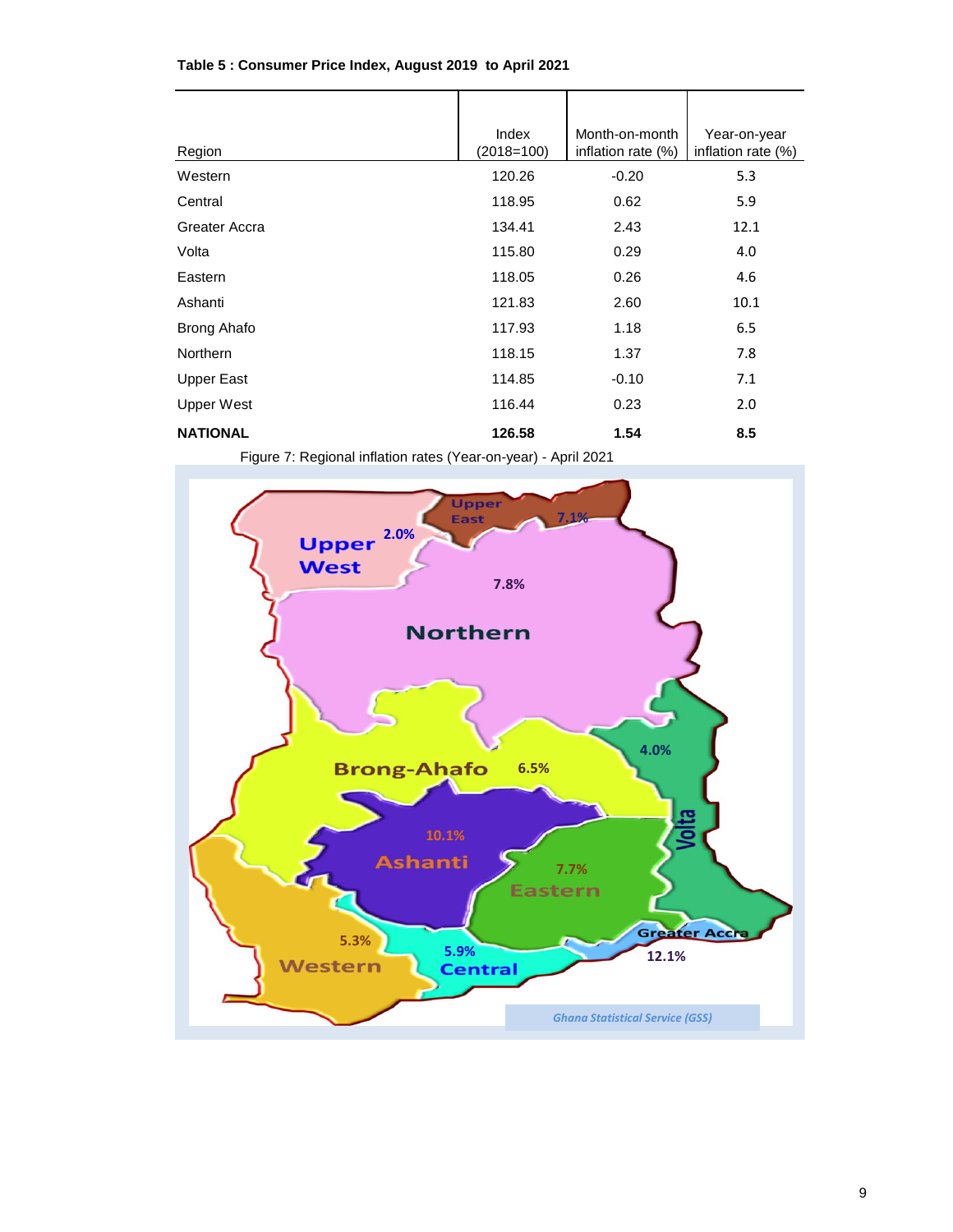**Table 5 : Consumer Price Index, August 2019 to April 2021**

| Region | Index (2018=100) | Month-on-month inflation rate (%) | Year-on-year inflation rate (%) |
|---|---|---|---|
| Western | 120.26 | -0.20 | 5.3 |
| Central | 118.95 | 0.62 | 5.9 |
| Greater Accra | 134.41 | 2.43 | 12.1 |
| Volta | 115.80 | 0.29 | 4.0 |
| Eastern | 118.05 | 0.26 | 4.6 |
| Ashanti | 121.83 | 2.60 | 10.1 |
| Brong Ahafo | 117.93 | 1.18 | 6.5 |
| Northern | 118.15 | 1.37 | 7.8 |
| Upper East | 114.85 | -0.10 | 7.1 |
| Upper West | 116.44 | 0.23 | 2.0 |
| **NATIONAL** | **126.58** | **1.54** | **8.5** |

Figure 7: Regional inflation rates (Year-on-year) - April 2021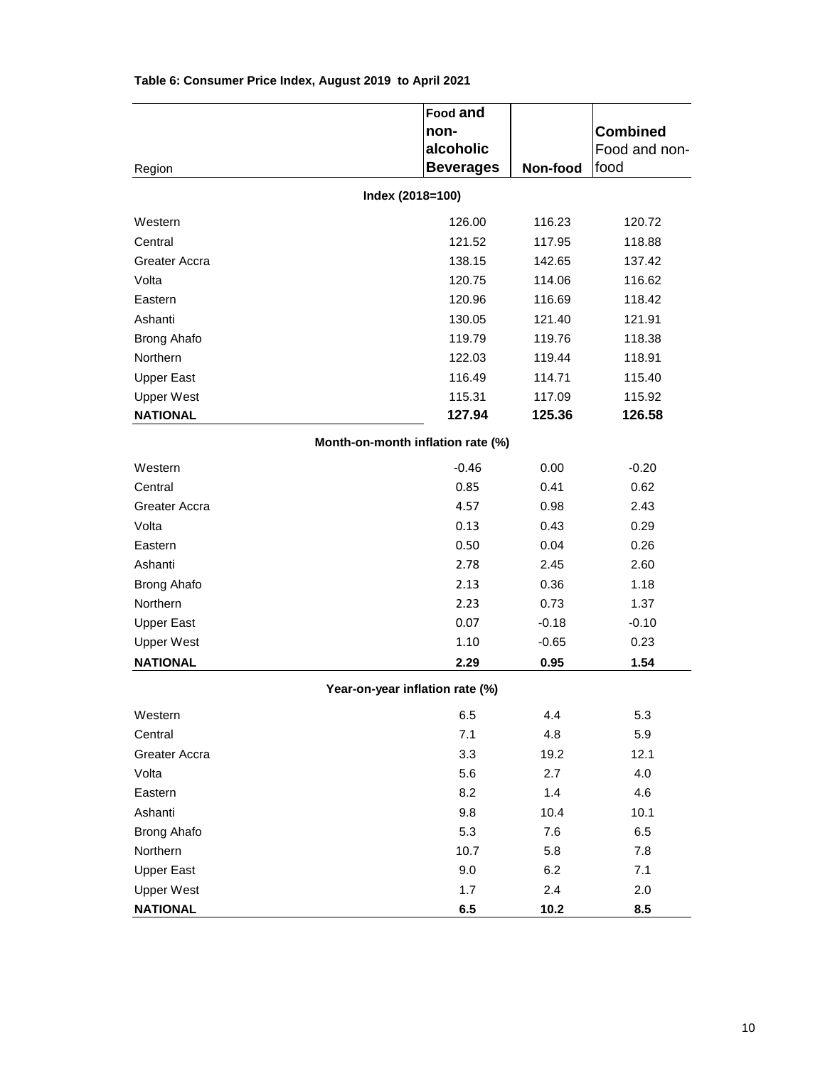**Table 6: Consumer Price Index, August 2019 to April 2021**

| Region | Food and non-alcoholic Beverages | Non-food | Combined Food and non-food |
|---|---|---|---|
| | **Index (2018=100)** | | |
| Western | 126.00 | 116.23 | 120.72 |
| Central | 121.52 | 117.95 | 118.88 |
| Greater Accra | 138.15 | 142.65 | 137.42 |
| Volta | 120.75 | 114.06 | 116.62 |
| Eastern | 120.96 | 116.69 | 118.42 |
| Ashanti | 130.05 | 121.40 | 121.91 |
| Brong Ahafo | 119.79 | 119.76 | 118.38 |
| Northern | 122.03 | 119.44 | 118.91 |
| Upper East | 116.49 | 114.71 | 115.40 |
| Upper West | 115.31 | 117.09 | 115.92 |
| **NATIONAL** | **127.94** | **125.36** | **126.58** |
| | **Month-on-month inflation rate (%)** | | |
| Western | -0.46 | 0.00 | -0.20 |
| Central | 0.85 | 0.41 | 0.62 |
| Greater Accra | 4.57 | 0.98 | 2.43 |
| Volta | 0.13 | 0.43 | 0.29 |
| Eastern | 0.50 | 0.04 | 0.26 |
| Ashanti | 2.78 | 2.45 | 2.60 |
| Brong Ahafo | 2.13 | 0.36 | 1.18 |
| Northern | 2.23 | 0.73 | 1.37 |
| Upper East | 0.07 | -0.18 | -0.10 |
| Upper West | 1.10 | -0.65 | 0.23 |
| **NATIONAL** | **2.29** | **0.95** | **1.54** |
| | **Year-on-year inflation rate (%)** | | |
| Western | 6.5 | 4.4 | 5.3 |
| Central | 7.1 | 4.8 | 5.9 |
| Greater Accra | 3.3 | 19.2 | 12.1 |
| Volta | 5.6 | 2.7 | 4.0 |
| Eastern | 8.2 | 1.4 | 4.6 |
| Ashanti | 9.8 | 10.4 | 10.1 |
| Brong Ahafo | 5.3 | 7.6 | 6.5 |
| Northern | 10.7 | 5.8 | 7.8 |
| Upper East | 9.0 | 6.2 | 7.1 |
| Upper West | 1.7 | 2.4 | 2.0 |
| **NATIONAL** | **6.5** | **10.2** | **8.5** |